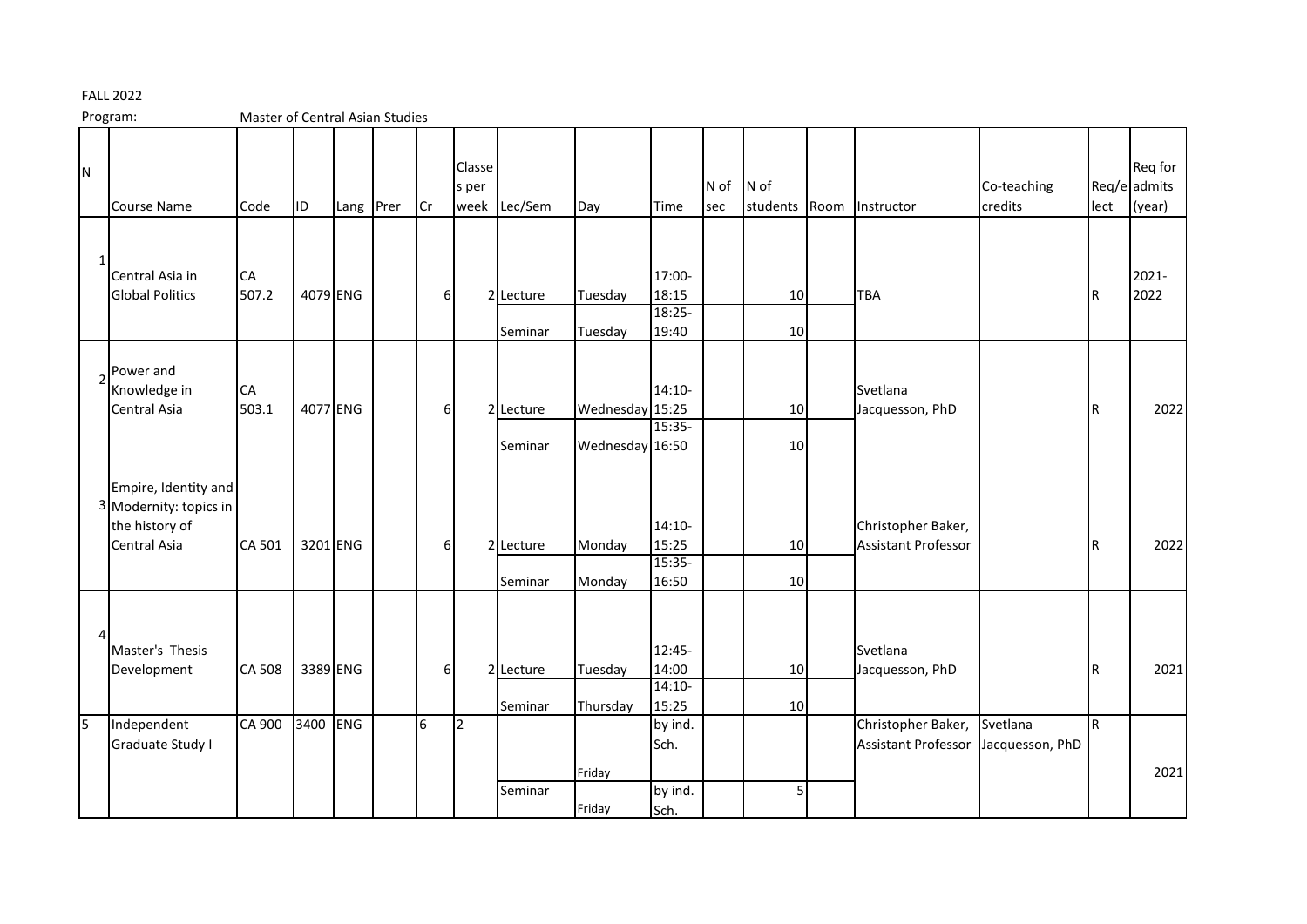FALL 2022

Program: Master of Central Asian Studies

| N | Course Name | Code | ID | Lang | Prer | Cr | Classes per week | Lec/Sem | Day | Time | N of sec | N of students | Room | Instructor | Co-teaching credits | Req/elect | Req for admits (year) |
|---|---|---|---|---|---|---|---|---|---|---|---|---|---|---|---|---|---|
| 1 | Central Asia in Global Politics | CA 507.2 | 4079 | ENG | | 6 | 2 | Lecture | Tuesday | 17:00-18:15 | | 10 | | TBA | | R | 2021-2022 |
| | | | | | | | | Seminar | Tuesday | 18:25-19:40 | | 10 | | | | | |
| 2 | Power and Knowledge in Central Asia | CA 503.1 | 4077 | ENG | | 6 | 2 | Lecture | Wednesday | 14:10-15:25 | | 10 | | Svetlana Jacquesson, PhD | | R | 2022 |
| | | | | | | | | Seminar | Wednesday | 15:35-16:50 | | 10 | | | | | |
| 3 | Empire, Identity and Modernity: topics in the history of Central Asia | CA 501 | 3201 | ENG | | 6 | 2 | Lecture | Monday | 14:10-15:25 | | 10 | | Christopher Baker, Assistant Professor | | R | 2022 |
| | | | | | | | | Seminar | Monday | 15:35-16:50 | | 10 | | | | | |
| 4 | Master's Thesis Development | CA 508 | 3389 | ENG | | 6 | 2 | Lecture | Tuesday | 12:45-14:00 | | 10 | | Svetlana Jacquesson, PhD | | R | 2021 |
| | | | | | | | | Seminar | Thursday | 14:10-15:25 | | 10 | | | | | |
| 5 | Independent Graduate Study I | CA 900 | 3400 | ENG | | 6 | 2 | | Friday | by ind. Sch. | | | | Christopher Baker, Assistant Professor | Svetlana Jacquesson, PhD | R | 2021 |
| | | | | | | | | Seminar | Friday | by ind. Sch. | | 5 | | | | | |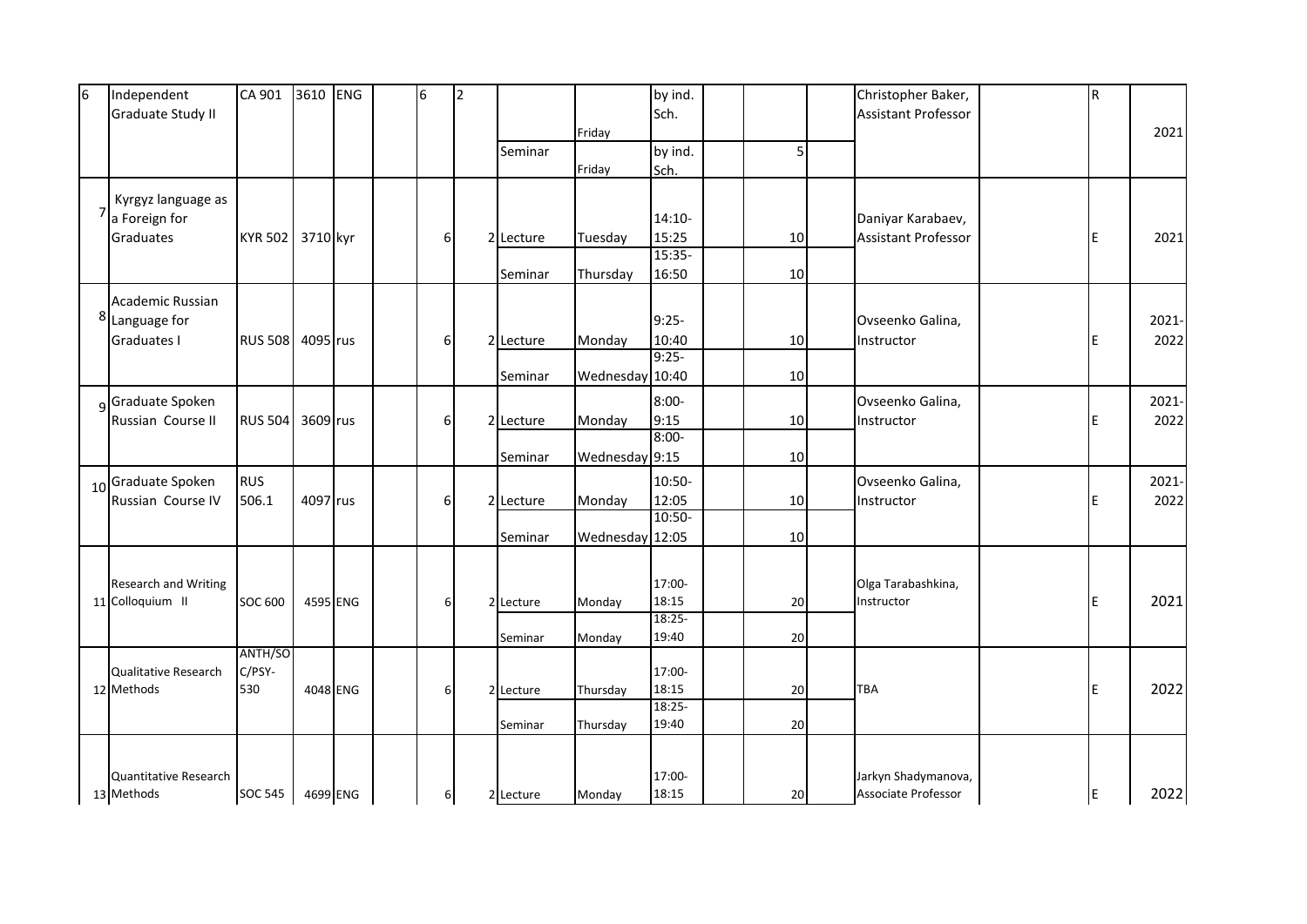| 6 | Independent Graduate Study II | CA 901 | 3610 | ENG | | 6 | 2 | | Friday | by ind. Sch. | | | | Christopher Baker, Assistant Professor | | R | 2021 |
|---|---|---|---|---|---|---|---|---|---|---|---|---|---|---|---|---|---|
| | | | | | | | | Seminar | Friday | by ind. Sch. | | 5 | | | | | |
| 7 | Kyrgyz language as a Foreign for Graduates | KYR 502 | 3710 | kyr | | 6 | 2 | Lecture | Tuesday | 14:10-15:25 | | 10 | | Daniyar Karabaev, Assistant Professor | | E | 2021 |
| | | | | | | | | Seminar | Thursday | 15:35-16:50 | | 10 | | | | | |
| 8 | Academic Russian Language for Graduates I | RUS 508 | 4095 | rus | | 6 | 2 | Lecture | Monday | 9:25-10:40 | | 10 | | Ovseenko Galina, Instructor | | E | 2021-2022 |
| | | | | | | | | Seminar | Wednesday | 9:25-10:40 | | 10 | | | | | |
| 9 | Graduate Spoken Russian Course II | RUS 504 | 3609 | rus | | 6 | 2 | Lecture | Monday | 8:00-9:15 | | 10 | | Ovseenko Galina, Instructor | | E | 2021-2022 |
| | | | | | | | | Seminar | Wednesday | 8:00-9:15 | | 10 | | | | | |
| 10 | Graduate Spoken Russian Course IV | RUS 506.1 | 4097 | rus | | 6 | 2 | Lecture | Monday | 10:50-12:05 | | 10 | | Ovseenko Galina, Instructor | | E | 2021-2022 |
| | | | | | | | | Seminar | Wednesday | 10:50-12:05 | | 10 | | | | | |
| 11 | Research and Writing Colloquium II | SOC 600 | 4595 | ENG | | 6 | 2 | Lecture | Monday | 17:00-18:15 | | 20 | | Olga Tarabashkina, Instructor | | E | 2021 |
| | | | | | | | | Seminar | Monday | 18:25-19:40 | | 20 | | | | | |
| 12 | Qualitative Research Methods | ANTH/SOC/PSY-530 | 4048 | ENG | | 6 | 2 | Lecture | Thursday | 17:00-18:15 | | 20 | | TBA | | E | 2022 |
| | | | | | | | | Seminar | Thursday | 18:25-19:40 | | 20 | | | | | |
| 13 | Quantitative Research Methods | SOC 545 | 4699 | ENG | | 6 | 2 | Lecture | Monday | 17:00-18:15 | | 20 | | Jarkyn Shadymanova, Associate Professor | | E | 2022 |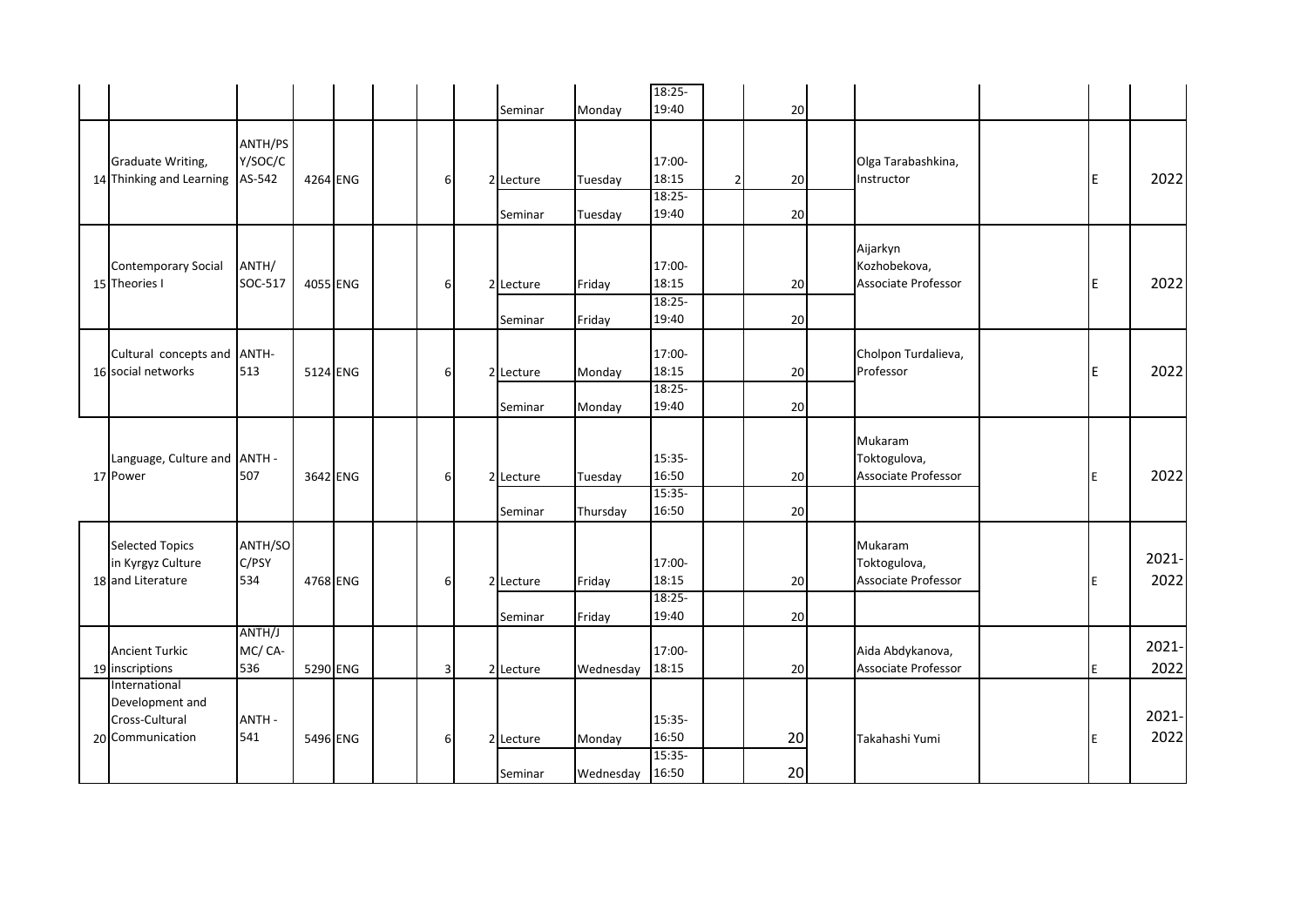| | | | | | | | | | | | | | | | | | |
|---|---|---|---|---|---|---|---|---|---|---|---|---|---|---|---|---|---|
| | | | | | | | | Seminar | Monday | 18:25-19:40 | | 20 | | | | | |
| 14 | Graduate Writing, Thinking and Learning | ANTH/PSY/SOC/CAS-542 | 4264 | ENG | | 6 | 2 | Lecture | Tuesday | 17:00-18:15 | 2 | 20 | | Olga Tarabashkina, Instructor | | E | 2022 |
| | | | | | | | | Seminar | Tuesday | 18:25-19:40 | | 20 | | | | | |
| 15 | Contemporary Social Theories I | ANTH/SOC-517 | 4055 | ENG | | 6 | 2 | Lecture | Friday | 17:00-18:15 | | 20 | | Aijarkyn Kozhobekova, Associate Professor | | E | 2022 |
| | | | | | | | | Seminar | Friday | 18:25-19:40 | | 20 | | | | | |
| 16 | Cultural concepts and social networks | ANTH-513 | 5124 | ENG | | 6 | 2 | Lecture | Monday | 17:00-18:15 | | 20 | | Cholpon Turdalieva, Professor | | E | 2022 |
| | | | | | | | | Seminar | Monday | 18:25-19:40 | | 20 | | | | | |
| 17 | Language, Culture and Power | ANTH - 507 | 3642 | ENG | | 6 | 2 | Lecture | Tuesday | 15:35-16:50 | | 20 | | Mukaram Toktogulova, Associate Professor | | E | 2022 |
| | | | | | | | | Seminar | Thursday | 15:35-16:50 | | 20 | | | | | |
| 18 | Selected Topics in Kyrgyz Culture and Literature | ANTH/SOC/PSY 534 | 4768 | ENG | | 6 | 2 | Lecture | Friday | 17:00-18:15 | | 20 | | Mukaram Toktogulova, Associate Professor | | E | 2021-2022 |
| | | | | | | | | Seminar | Friday | 18:25-19:40 | | 20 | | | | | |
| 19 | Ancient Turkic inscriptions | ANTH/JMC/ CA-536 | 5290 | ENG | | 3 | 2 | Lecture | Wednesday | 17:00-18:15 | | 20 | | Aida Abdykanova, Associate Professor | | E | 2021-2022 |
| 20 | International Development and Cross-Cultural Communication | ANTH - 541 | 5496 | ENG | | 6 | 2 | Lecture | Monday | 15:35-16:50 | | 20 | | Takahashi Yumi | | E | 2021-2022 |
| | | | | | | | | Seminar | Wednesday | 15:35-16:50 | | 20 | | | | | |